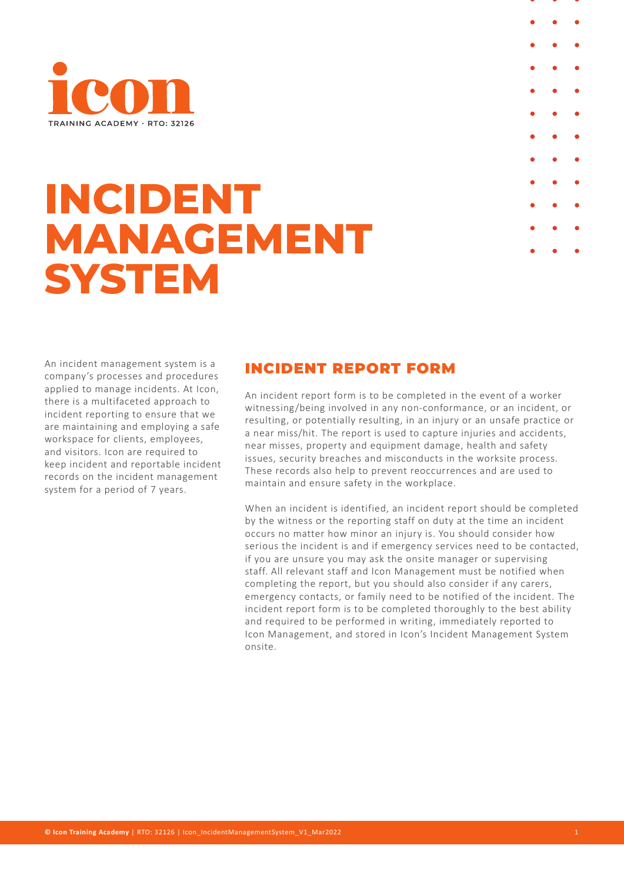icon

TRAINING ACADEMY · RTO: 32126

# INCIDENT MANAGEMENT SYSTEM

An incident management system is a company's processes and procedures applied to manage incidents. At Icon, there is a multifaceted approach to incident reporting to ensure that we are maintaining and employing a safe workspace for clients, employees, and visitors. Icon are required to keep incident and reportable incident records on the incident management system for a period of 7 years.

## INCIDENT REPORT FORM

An incident report form is to be completed in the event of a worker witnessing/being involved in any non-conformance, or an incident, or resulting, or potentially resulting, in an injury or an unsafe practice or a near miss/hit. The report is used to capture injuries and accidents, near misses, property and equipment damage, health and safety issues, security breaches and misconducts in the worksite process. These records also help to prevent reoccurrences and are used to maintain and ensure safety in the workplace.

When an incident is identified, an incident report should be completed by the witness or the reporting staff on duty at the time an incident occurs no matter how minor an injury is. You should consider how serious the incident is and if emergency services need to be contacted, if you are unsure you may ask the onsite manager or supervising staff. All relevant staff and Icon Management must be notified when completing the report, but you should also consider if any carers, emergency contacts, or family need to be notified of the incident. The incident report form is to be completed thoroughly to the best ability and required to be performed in writing, immediately reported to Icon Management, and stored in Icon's Incident Management System onsite.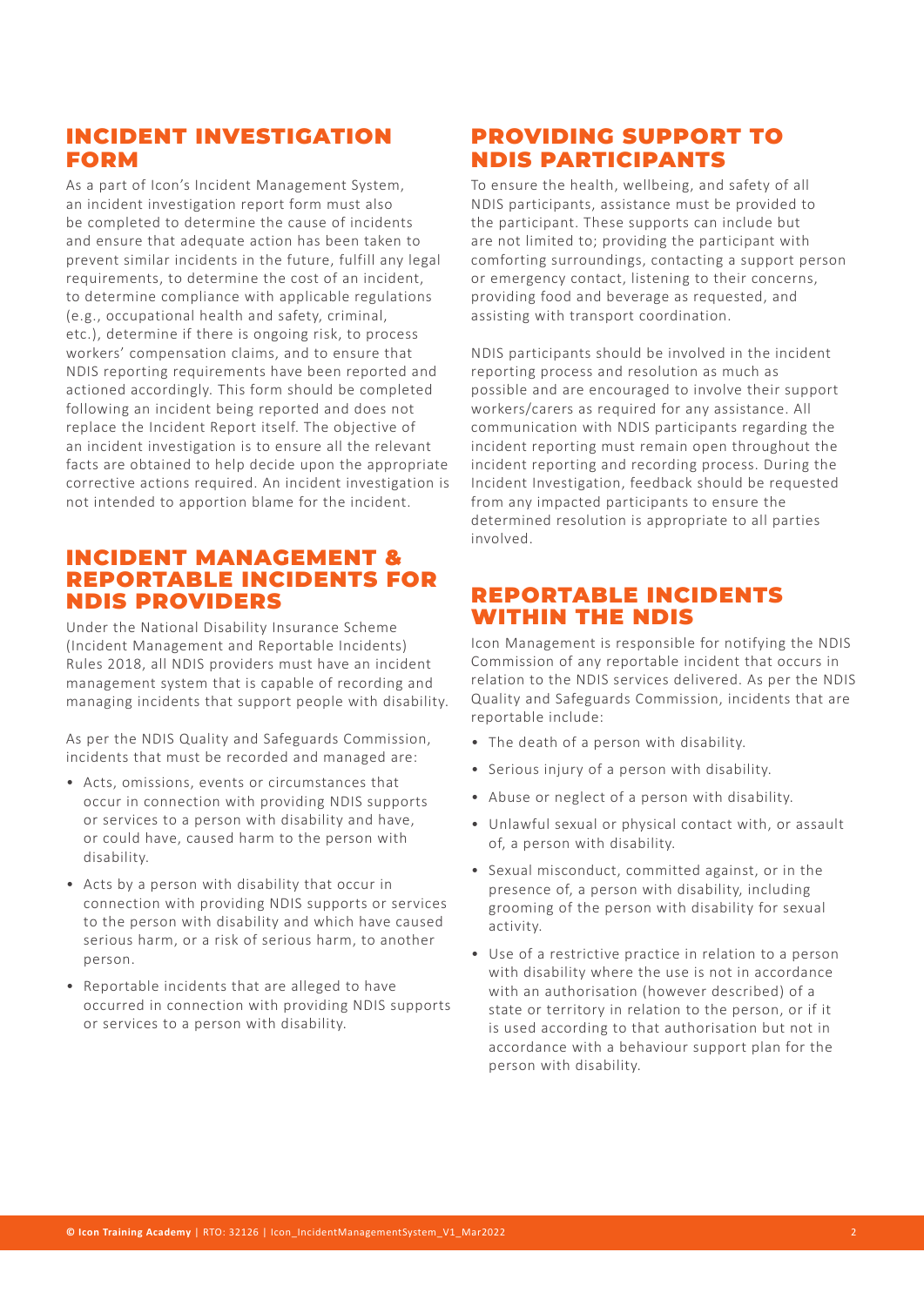## INCIDENT INVESTIGATION FORM

As a part of Icon's Incident Management System, an incident investigation report form must also be completed to determine the cause of incidents and ensure that adequate action has been taken to prevent similar incidents in the future, fulfill any legal requirements, to determine the cost of an incident, to determine compliance with applicable regulations (e.g., occupational health and safety, criminal, etc.), determine if there is ongoing risk, to process workers' compensation claims, and to ensure that NDIS reporting requirements have been reported and actioned accordingly. This form should be completed following an incident being reported and does not replace the Incident Report itself. The objective of an incident investigation is to ensure all the relevant facts are obtained to help decide upon the appropriate corrective actions required. An incident investigation is not intended to apportion blame for the incident.

## INCIDENT MANAGEMENT & REPORTABLE INCIDENTS FOR NDIS PROVIDERS

Under the National Disability Insurance Scheme (Incident Management and Reportable Incidents) Rules 2018, all NDIS providers must have an incident management system that is capable of recording and managing incidents that support people with disability.

As per the NDIS Quality and Safeguards Commission, incidents that must be recorded and managed are:

- Acts, omissions, events or circumstances that occur in connection with providing NDIS supports or services to a person with disability and have, or could have, caused harm to the person with disability.
- Acts by a person with disability that occur in connection with providing NDIS supports or services to the person with disability and which have caused serious harm, or a risk of serious harm, to another person.
- Reportable incidents that are alleged to have occurred in connection with providing NDIS supports or services to a person with disability.

## PROVIDING SUPPORT TO NDIS PARTICIPANTS

To ensure the health, wellbeing, and safety of all NDIS participants, assistance must be provided to the participant. These supports can include but are not limited to; providing the participant with comforting surroundings, contacting a support person or emergency contact, listening to their concerns, providing food and beverage as requested, and assisting with transport coordination.

NDIS participants should be involved in the incident reporting process and resolution as much as possible and are encouraged to involve their support workers/carers as required for any assistance. All communication with NDIS participants regarding the incident reporting must remain open throughout the incident reporting and recording process. During the Incident Investigation, feedback should be requested from any impacted participants to ensure the determined resolution is appropriate to all parties involved.

## REPORTABLE INCIDENTS WITHIN THE NDIS

Icon Management is responsible for notifying the NDIS Commission of any reportable incident that occurs in relation to the NDIS services delivered. As per the NDIS Quality and Safeguards Commission, incidents that are reportable include:

- The death of a person with disability.
- Serious injury of a person with disability.
- Abuse or neglect of a person with disability.
- Unlawful sexual or physical contact with, or assault of, a person with disability.
- Sexual misconduct, committed against, or in the presence of, a person with disability, including grooming of the person with disability for sexual activity.
- Use of a restrictive practice in relation to a person with disability where the use is not in accordance with an authorisation (however described) of a state or territory in relation to the person, or if it is used according to that authorisation but not in accordance with a behaviour support plan for the person with disability.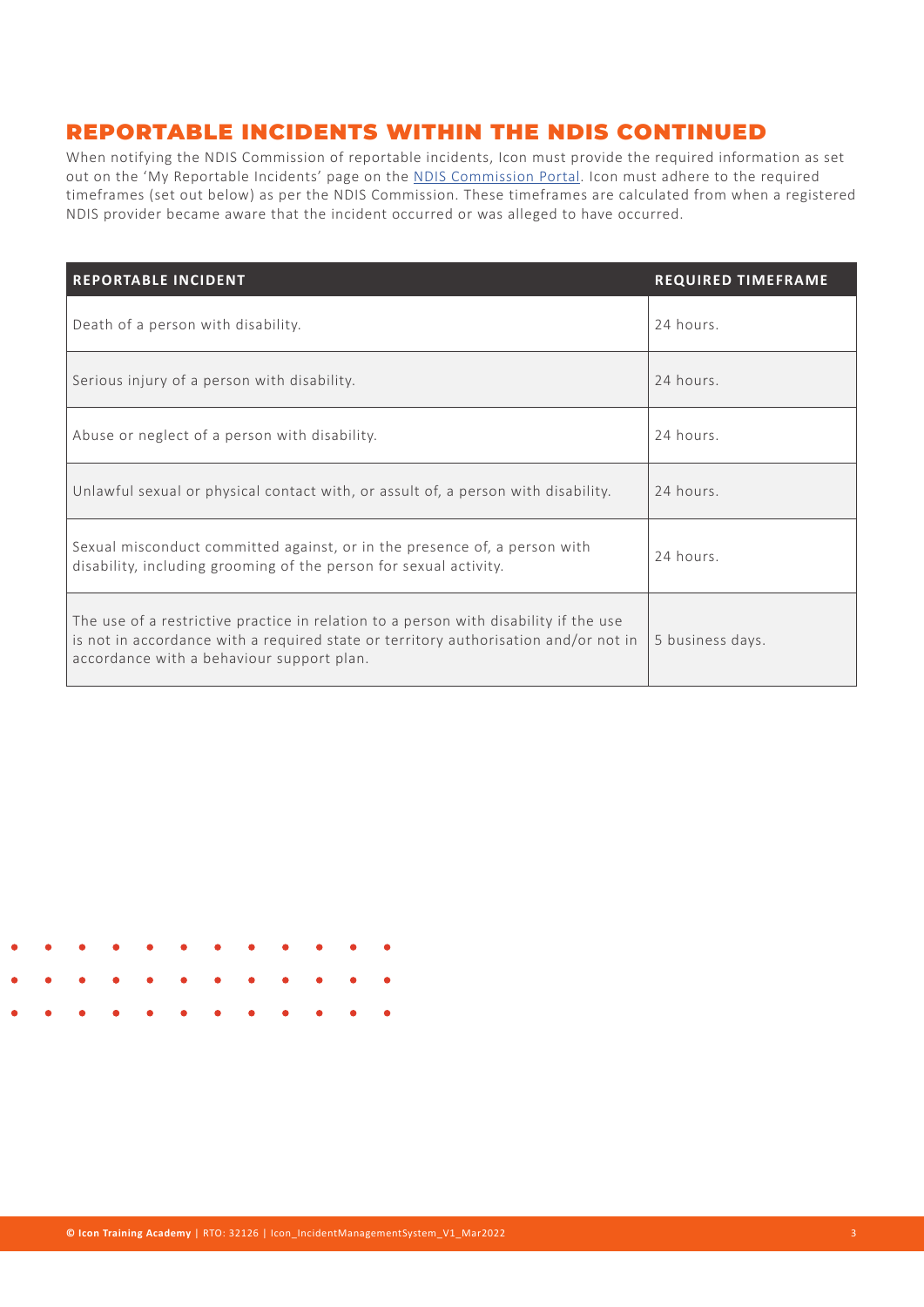## REPORTABLE INCIDENTS WITHIN THE NDIS CONTINUED

When notifying the NDIS Commission of reportable incidents, Icon must provide the required information as set out on the 'My Reportable Incidents' page on the NDIS Commission Portal. Icon must adhere to the required timeframes (set out below) as per the NDIS Commission. These timeframes are calculated from when a registered NDIS provider became aware that the incident occurred or was alleged to have occurred.

| REPORTABLE INCIDENT | REQUIRED TIMEFRAME |
| --- | --- |
| Death of a person with disability. | 24 hours. |
| Serious injury of a person with disability. | 24 hours. |
| Abuse or neglect of a person with disability. | 24 hours. |
| Unlawful sexual or physical contact with, or assult of, a person with disability. | 24 hours. |
| Sexual misconduct committed against, or in the presence of, a person with disability, including grooming of the person for sexual activity. | 24 hours. |
| The use of a restrictive practice in relation to a person with disability if the use is not in accordance with a required state or territory authorisation and/or not in accordance with a behaviour support plan. | 5 business days. |